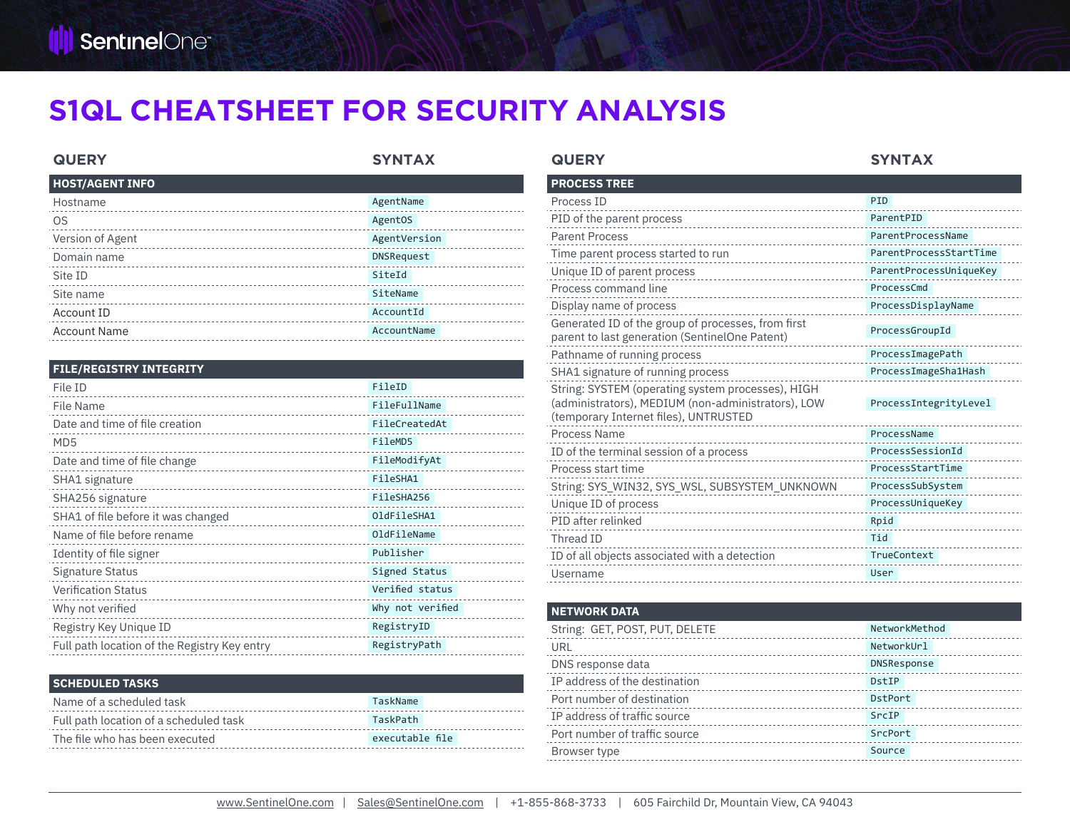# S1QL CHEATSHEET FOR SECURITY ANALYSIS

| QUERY | SYNTAX |
| --- | --- |
| **HOST/AGENT INFO** | |
| Hostname | `AgentName` |
| OS | `AgentOS` |
| Version of Agent | `AgentVersion` |
| Domain name | `DNSRequest` |
| Site ID | `SiteId` |
| Site name | `SiteName` |
| Account ID | `AccountId` |
| Account Name | `AccountName` |

| QUERY | SYNTAX |
| --- | --- |
| **FILE/REGISTRY INTEGRITY** | |
| File ID | `FileID` |
| File Name | `FileFullName` |
| Date and time of file creation | `FileCreatedAt` |
| MD5 | `FileMD5` |
| Date and time of file change | `FileModifyAt` |
| SHA1 signature | `FileSHA1` |
| SHA256 signature | `FileSHA256` |
| SHA1 of file before it was changed | `OldFileSHA1` |
| Name of file before rename | `OldFileName` |
| Identity of file signer | `Publisher` |
| Signature Status | `Signed Status` |
| Verification Status | `Verified status` |
| Why not verified | `Why not verified` |
| Registry Key Unique ID | `RegistryID` |
| Full path location of the Registry Key entry | `RegistryPath` |

| QUERY | SYNTAX |
| --- | --- |
| **SCHEDULED TASKS** | |
| Name of a scheduled task | `TaskName` |
| Full path location of a scheduled task | `TaskPath` |
| The file who has been executed | `executable file` |

| QUERY | SYNTAX |
| --- | --- |
| **PROCESS TREE** | |
| Process ID | `PID` |
| PID of the parent process | `ParentPID` |
| Parent Process | `ParentProcessName` |
| Time parent process started to run | `ParentProcessStartTime` |
| Unique ID of parent process | `ParentProcessUniqueKey` |
| Process command line | `ProcessCmd` |
| Display name of process | `ProcessDisplayName` |
| Generated ID of the group of processes, from first parent to last generation (SentinelOne Patent) | `ProcessGroupId` |
| Pathname of running process | `ProcessImagePath` |
| SHA1 signature of running process | `ProcessImageSha1Hash` |
| String: SYSTEM (operating system processes), HIGH (administrators), MEDIUM (non-administrators), LOW (temporary Internet files), UNTRUSTED | `ProcessIntegrityLevel` |
| Process Name | `ProcessName` |
| ID of the terminal session of a process | `ProcessSessionId` |
| Process start time | `ProcessStartTime` |
| String: SYS_WIN32, SYS_WSL, SUBSYSTEM_UNKNOWN | `ProcessSubSystem` |
| Unique ID of process | `ProcessUniqueKey` |
| PID after relinked | `Rpid` |
| Thread ID | `Tid` |
| ID of all objects associated with a detection | `TrueContext` |
| Username | `User` |

| QUERY | SYNTAX |
| --- | --- |
| **NETWORK DATA** | |
| String: GET, POST, PUT, DELETE | `NetworkMethod` |
| URL | `NetworkUrl` |
| DNS response data | `DNSResponse` |
| IP address of the destination | `DstIP` |
| Port number of destination | `DstPort` |
| IP address of traffic source | `SrcIP` |
| Port number of traffic source | `SrcPort` |
| Browser type | `Source` |

www.SentinelOne.com | Sales@SentinelOne.com | +1-855-868-3733 | 605 Fairchild Dr, Mountain View, CA 94043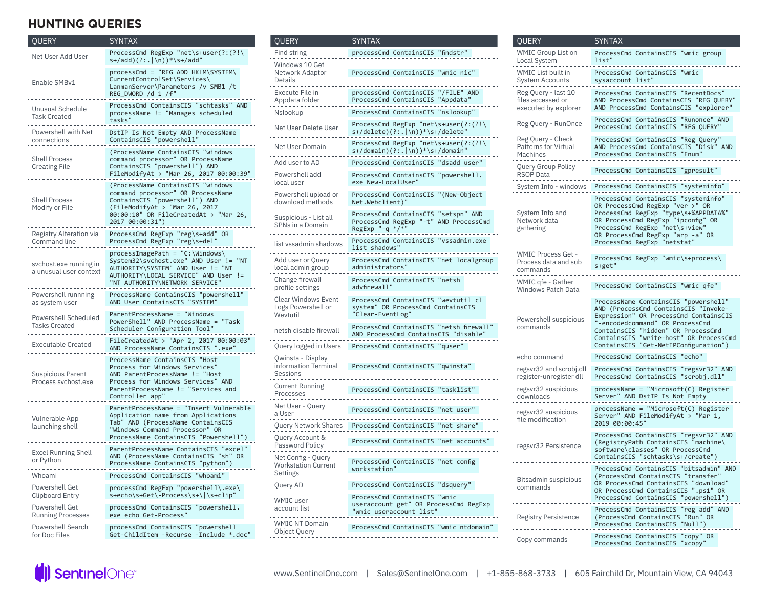# HUNTING QUERIES

| QUERY | SYNTAX |
|---|---|
| Net User Add User | `ProcessCmd RegExp "net\s+user(?:(?!\s+/add)(?:.\|\n))*\s+/add"` |
| Enable SMBv1 | `processCmd = "REG ADD HKLM\SYSTEM\CurrentControlSet\Services\LanmanServer\Parameters /v SMB1 /t REG_DWORD /d 1 /f"` |
| Unusual Schedule Task Created | `ProcessCmd ContainsCIS "schtasks" AND processName != "Manages scheduled tasks"` |
| Powershell with Net connections | `DstIP Is Not Empty AND ProcessName ContainsCIS "powershell"` |
| Shell Process Creating File | `(ProcessName ContainsCIS "windows command processor" OR ProcessName ContainsCIS "powershell") AND FileModifyAt > "Mar 26, 2017 00:00:39"` |
| Shell Process Modify or File | `(ProcessName ContainsCIS "windows command processor" OR ProcessName ContainsCIS "powershell") AND (FileModifyAt > "Mar 26, 2017 00:00:10" OR FileCreatedAt > "Mar 26, 2017 00:00:31")` |
| Registry Alteration via Command line | `ProcessCmd RegExp "reg\s+add" OR ProcessCmd RegExp "reg\s+del"` |
| svchost.exe running in a unusual user context | `processImagePath = "C:\Windows\System32\svchost.exe" AND User != "NT AUTHORITY\SYSTEM" AND User != "NT AUTHORITY\LOCAL SERVICE" AND User != "NT AUTHORITY\NETWORK SERVICE"` |
| Powershell runnning as system user | `ProcessName ContainsCIS "powershell" AND User ContainsCIS "SYSTEM"` |
| Powershell Scheduled Tasks Created | `ParentProcessName = "Windows PowerShell" AND ProcessName = "Task Scheduler Configuration Tool"` |
| Executable Created | `FileCreatedAt > "Apr 2, 2017 00:00:03" AND ProcessName ContainsCIS ".exe"` |
| Suspicious Parent Process svchost.exe | `ProcessName ContainsCIS "Host Process for Windows Services" AND ParentProcessName != "Host Process for Windows Services" AND ParentProcessName != "Services and Controller app"` |
| Vulnerable App launching shell | `ParentProcessName = "Insert Vulnerable Application name from Applications Tab" AND (ProcessName ContainsCIS "Windows Command Processor" OR ProcessName ContainsCIS "Powershell")` |
| Excel Running Shell or Python | `ParentProcessName ContainsCIS "excel" AND (ProcessName ContainsCIS "sh" OR ProcessName ContainsCIS "python")` |
| Whoami | `ProcessCmd ContainsCIS "whoami"` |
| Powershell Get Clipboard Entry | `processCmd RegExp "powershell\.exe\s+echo\s+Get\-Process\s+\\|\s+clip"` |
| Powershell Get Running Processes | `processCmd ContainsCIS "powershell.exe echo Get-Process"` |
| Powershell Search for Doc Files | `processCmd ContainsCIS "powershell Get-ChildItem -Recurse -Include *.doc"` |

| QUERY | SYNTAX |
|---|---|
| Find string | `processCmd ContainsCIS "findstr"` |
| Windows 10 Get Network Adaptor Details | `ProcessCmd ContainsCIS "wmic nic"` |
| Execute File in Appdata folder | `processCmd ContainsCIS "/FILE" AND ProcessCmd ContainsCIS "Appdata"` |
| Nslookup | `ProcessCmd ContainsCIS "nslookup"` |
| Net User Delete User | `ProcessCmd RegExp "net\s+user(?:(?!\s+/delete)(?:.\|\n))*\s+/delete"` |
| Net User Domain | `ProcessCmd RegExp "net\s+user(?:(?!\s+/domain)(?:.\|\n))*\s+/domain"` |
| Add user to AD | `ProcessCmd ContainsCIS "dsadd user"` |
| Powershell add local user | `ProcessCmd ContainsCIS "powershell.exe New-LocalUser"` |
| Powershell upload or download methods | `ProcessCmd ContainsCIS "(New-Object Net.Webclient)"` |
| Suspicious - List all SPNs in a Domain | `ProcessCmd ContainsCIS "setspn" AND ProcessCmd RegExp "-t" AND ProcessCmd RegExp "-q */*"` |
| list vssadmin shadows | `ProcessCmd ContainsCIS "vssadmin.exe list shadows"` |
| Add user or Query local admin group | `ProcessCmd ContainsCIS "net localgroup administrators"` |
| Change firewall profile settings | `ProcessCmd ContainsCIS "netsh advfirewall"` |
| Clear Windows Event Logs Powershell or Wevtutil | `ProcessCmd ContainsCIS "wevtutil cl system" OR ProcessCmd ContainsCIS "Clear-EventLog"` |
| netsh disable firewall | `ProcessCmd ContainsCIS "netsh firewall" AND ProcessCmd ContainsCIS "disable"` |
| Query logged in Users | `ProcessCmd ContainsCIS "quser"` |
| Qwinsta - Display information Terminal Sessions | `ProcessCmd ContainsCIS "qwinsta"` |
| Current Running Processes | `ProcessCmd ContainsCIS "tasklist"` |
| Net User - Query a User | `ProcessCmd ContainsCIS "net user"` |
| Query Network Shares | `ProcessCmd ContainsCIS "net share"` |
| Query Account & Password Policy | `ProcessCmd ContainsCIS "net accounts"` |
| Net Config - Query Workstation Current Settings | `ProcessCmd ContainsCIS "net config workstation"` |
| Query AD | `ProcessCmd ContainsCIS "dsquery"` |
| WMIC user account list | `ProcessCmd ContainsCIS "wmic useraccount get" OR ProcessCmd RegExp "wmic useraccount list"` |
| WMIC NT Domain Object Query | `ProcessCmd ContainsCIS "wmic ntdomain"` |

| QUERY | SYNTAX |
|---|---|
| WMIC Group List on Local System | `ProcessCmd ContainsCIS "wmic group list"` |
| WMIC List built in System Accounts | `ProcessCmd ContainsCIS "wmic sysaccount list"` |
| Reg Query - last 10 files accessed or executed by explorer | `ProcessCmd ContainsCIS "RecentDocs" AND ProcessCmd ContainsCIS "REG QUERY" AND ProcessCmd ContainsCIS "explorer"` |
| Reg Query - RunOnce | `ProcessCmd ContainsCIS "Runonce" AND ProcessCmd ContainsCIS "REG QUERY"` |
| Reg Query - Check Patterns for Virtual Machines | `ProcessCmd ContainsCIS "Reg Query" AND ProcessCmd ContainsCIS "Disk" AND ProcessCmd ContainsCIS "Enum"` |
| Query Group Policy RSOP Data | `ProcessCmd ContainsCIS "gpresult"` |
| System Info - windows | `ProcessCmd ContainsCIS "systeminfo"` |
| System Info and Network data gathering | `ProcessCmd ContainsCIS "systeminfo" OR ProcessCmd RegExp "ver >" OR ProcessCmd RegExp "type\s+%APPDATA%" OR ProcessCmd RegExp "ipconfig" OR ProcessCmd RegExp "net\s+view" OR ProcessCmd RegExp "arp -a" OR ProcessCmd RegExp "netstat"` |
| WMIC Process Get - Process data and sub commands | `ProcessCmd RegExp "wmic\s+process\s+get"` |
| WMIC qfe - Gather Windows Patch Data | `ProcessCmd ContainsCIS "wmic qfe"` |
| Powershell suspicious commands | `ProcessName ContainsCIS "powershell" AND (ProcessCmd ContainsCIS "Invoke-Expression" OR ProcessCmd ContainsCIS "-encodedcommand" OR ProcessCmd ContainsCIS "hidden" OR ProcessCmd ContainsCIS "write-host" OR ProcessCmd ContainsCIS "Get-NetIPConfiguration")` |
| echo command | `ProcessCmd ContainsCIS "echo"` |
| regsvr32 and scrobj.dll register-unregister dll | `ProcessCmd ContainsCIS "regsvr32" AND ProcessCmd ContainsCIS "scrobj.dll"` |
| regsvr32 suspicious downloads | `processName = "Microsoft(C) Register Server" AND DstIP Is Not Empty` |
| regsvr32 suspicious file modification | `processName = "Microsoft(C) Register Server" AND FileModifyAt > "Mar 1, 2019 00:00:45"` |
| regsvr32 Persistence | `ProcessCmd ContainsCIS "regsvr32" AND (RegistryPath ContainsCIS "machine\software\classes" OR ProcessCmd ContainsCIS "schtasks\s+/create")` |
| Bitsadmin suspicious commands | `ProcessCmd ContainsCIS "bitsadmin" AND (ProcessCmd ContainsCIS "transfer" OR ProcessCmd ContainsCIS "download" OR ProcessCmd ContainsCIS ".ps1" OR ProcessCmd ContainsCIS "powershell")` |
| Registry Persistence | `ProcessCmd ContainsCIS "reg add" AND (ProcessCmd ContainsCIS "Run" OR ProcessCmd ContainsCIS "Null")` |
| Copy commands | `ProcessCmd ContainsCIS "copy" OR ProcessCmd ContainsCIS "xcopy"` |

SentinelOne

www.SentinelOne.com | Sales@SentinelOne.com | +1-855-868-3733 | 605 Fairchild Dr, Mountain View, CA 94043